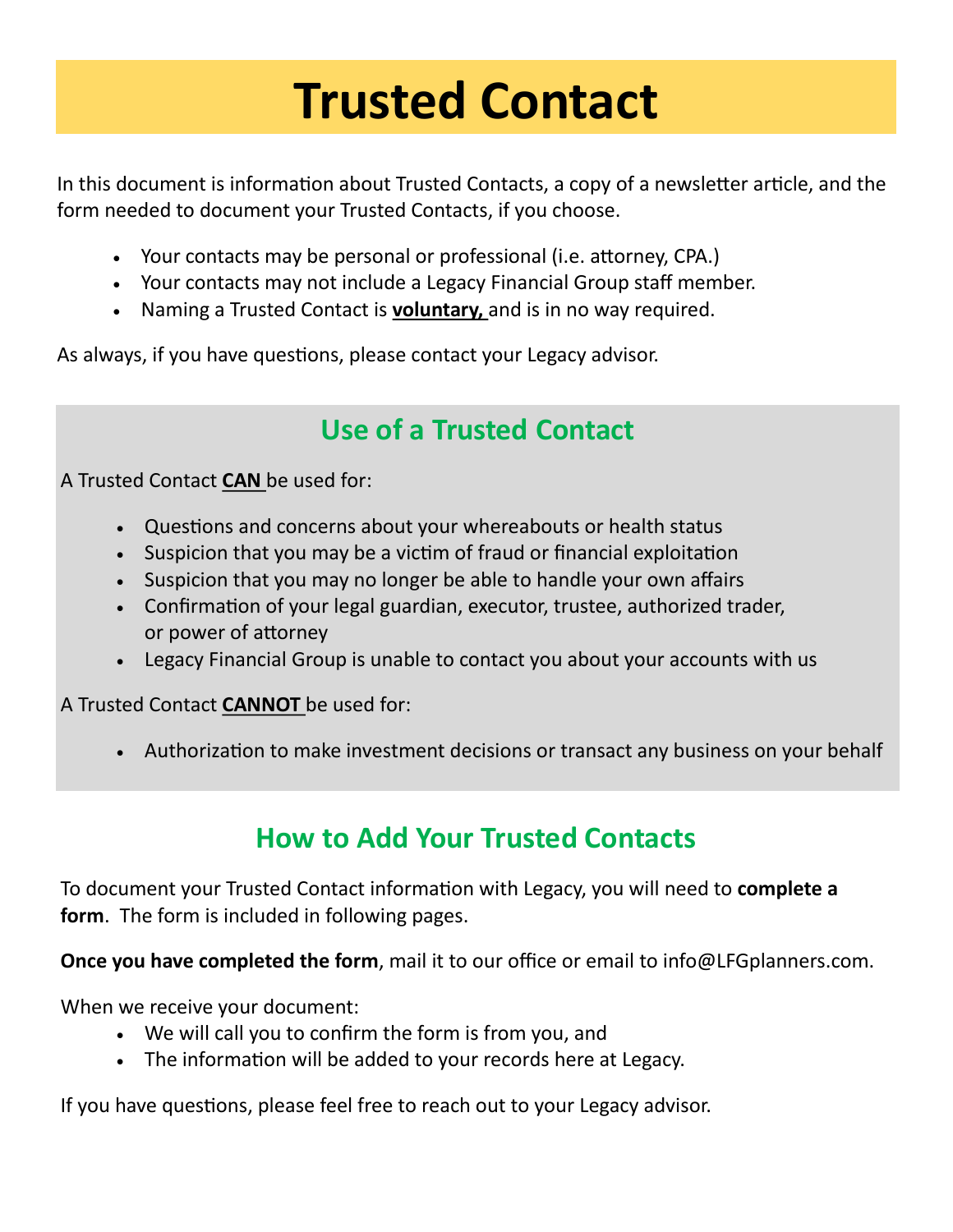# Trusted Contact

In this document is information about Trusted Contacts, a copy of a newsletter article, and the form needed to document your Trusted Contacts, if you choose.

- Your contacts may be personal or professional (i.e. attorney, CPA.)
- Your contacts may not include a Legacy Financial Group staff member.
- Naming a Trusted Contact is **voluntary,** and is in no way required.

As always, if you have questions, please contact your Legacy advisor.

## Use of a Trusted Contact

A Trusted Contact **CAN** be used for:

- Questions and concerns about your whereabouts or health status
- Suspicion that you may be a victim of fraud or financial exploitation
- Suspicion that you may no longer be able to handle your own affairs
- Confirmation of your legal guardian, executor, trustee, authorized trader, or power of attorney
- Legacy Financial Group is unable to contact you about your accounts with us

A Trusted Contact **CANNOT** be used for:

- Authorization to make investment decisions or transact any business on your behalf

## How to Add Your Trusted Contacts

To document your Trusted Contact information with Legacy, you will need to **complete a form**. The form is included in following pages.

**Once you have completed the form**, mail it to our office or email to info@LFGplanners.com.

When we receive your document:

- We will call you to confirm the form is from you, and
- The information will be added to your records here at Legacy.

If you have questions, please feel free to reach out to your Legacy advisor.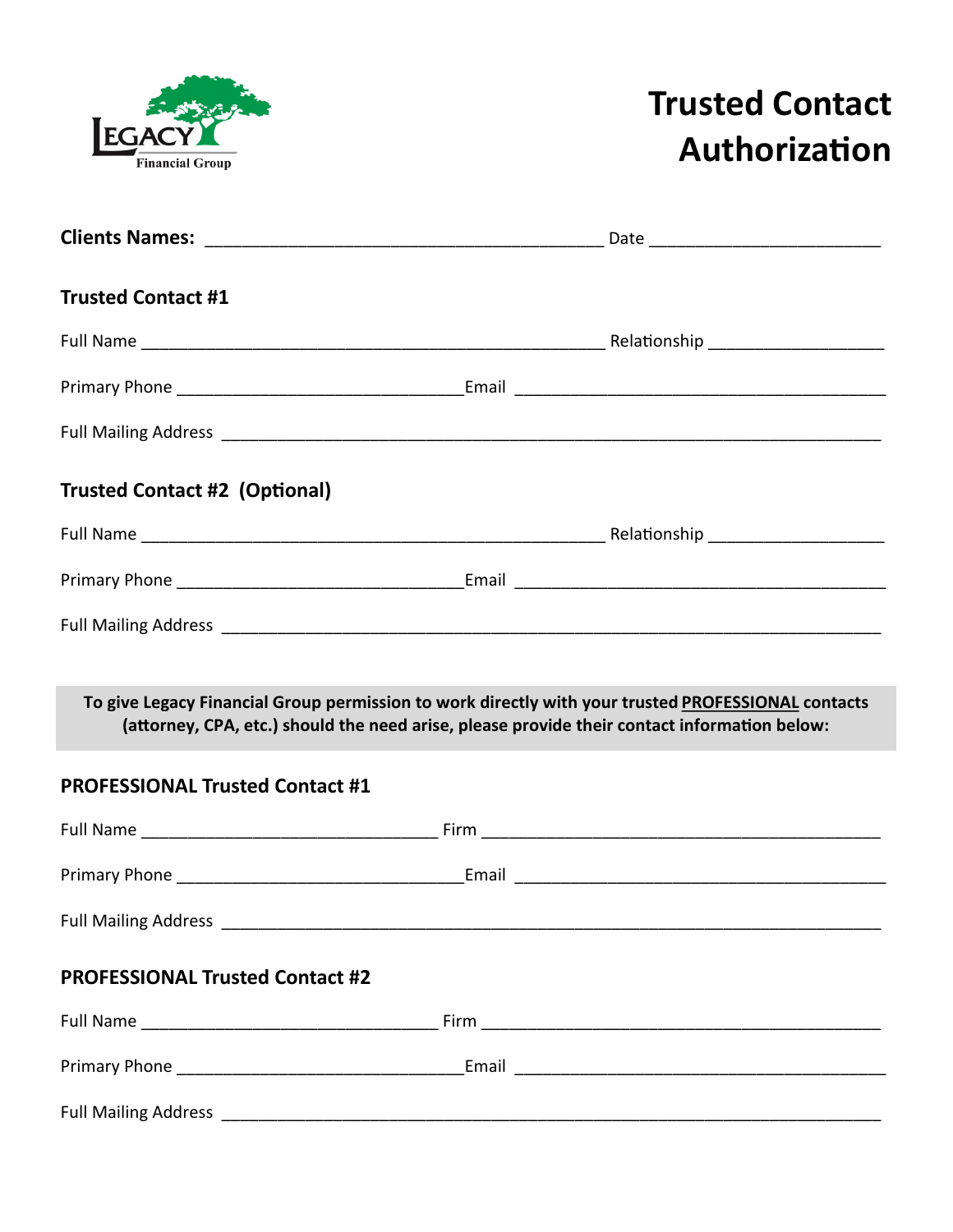Legacy Financial Group

# Trusted Contact Authorization

**Clients Names:** ________________________________________ Date ________________________

### Trusted Contact #1

Full Name ____________________________________________________ Relationship __________________

Primary Phone ______________________________Email ______________________________________

Full Mailing Address ________________________________________________________________________

### Trusted Contact #2 (Optional)

Full Name ____________________________________________________ Relationship __________________

Primary Phone ______________________________Email ______________________________________

Full Mailing Address ________________________________________________________________________

**To give Legacy Financial Group permission to work directly with your trusted <u>PROFESSIONAL</u> contacts (attorney, CPA, etc.) should the need arise, please provide their contact information below:**

### PROFESSIONAL Trusted Contact #1

Full Name ________________________________ Firm ____________________________________________

Primary Phone ______________________________Email ______________________________________

Full Mailing Address ________________________________________________________________________

### PROFESSIONAL Trusted Contact #2

Full Name ________________________________ Firm ____________________________________________

Primary Phone ______________________________Email ______________________________________

Full Mailing Address ________________________________________________________________________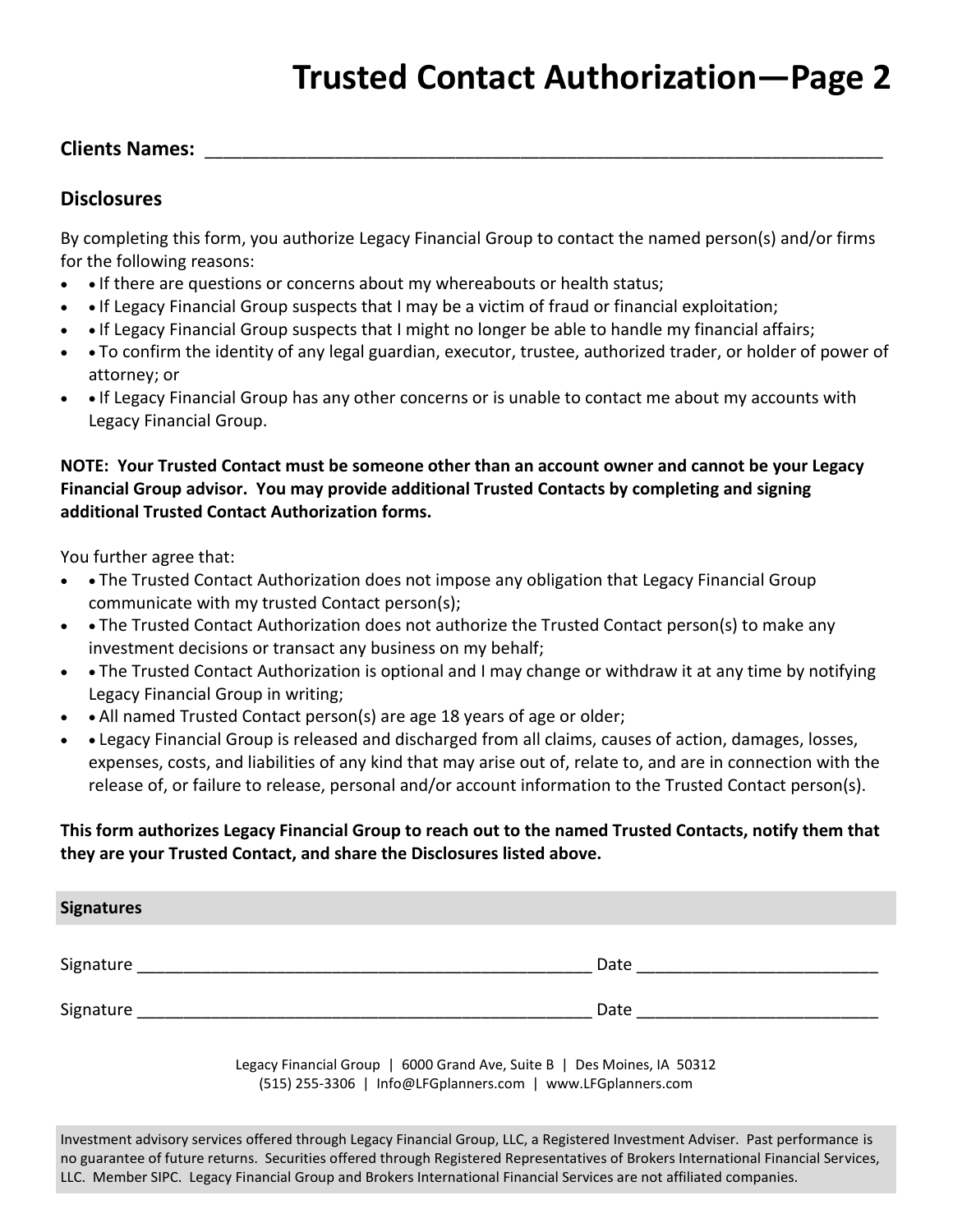# Trusted Contact Authorization—Page 2

**Clients Names:** ______________________________________________________________________

## Disclosures

By completing this form, you authorize Legacy Financial Group to contact the named person(s) and/or firms for the following reasons:

- • If there are questions or concerns about my whereabouts or health status;
- • If Legacy Financial Group suspects that I may be a victim of fraud or financial exploitation;
- • If Legacy Financial Group suspects that I might no longer be able to handle my financial affairs;
- • To confirm the identity of any legal guardian, executor, trustee, authorized trader, or holder of power of attorney; or
- • If Legacy Financial Group has any other concerns or is unable to contact me about my accounts with Legacy Financial Group.

**NOTE: Your Trusted Contact must be someone other than an account owner and cannot be your Legacy Financial Group advisor. You may provide additional Trusted Contacts by completing and signing additional Trusted Contact Authorization forms.**

You further agree that:

- • The Trusted Contact Authorization does not impose any obligation that Legacy Financial Group communicate with my trusted Contact person(s);
- • The Trusted Contact Authorization does not authorize the Trusted Contact person(s) to make any investment decisions or transact any business on my behalf;
- • The Trusted Contact Authorization is optional and I may change or withdraw it at any time by notifying Legacy Financial Group in writing;
- • All named Trusted Contact person(s) are age 18 years of age or older;
- • Legacy Financial Group is released and discharged from all claims, causes of action, damages, losses, expenses, costs, and liabilities of any kind that may arise out of, relate to, and are in connection with the release of, or failure to release, personal and/or account information to the Trusted Contact person(s).

**This form authorizes Legacy Financial Group to reach out to the named Trusted Contacts, notify them that they are your Trusted Contact, and share the Disclosures listed above.**

**Signatures**

Signature __________________________________________________ Date _________________________

Signature __________________________________________________ Date _________________________

Legacy Financial Group | 6000 Grand Ave, Suite B | Des Moines, IA 50312
(515) 255-3306 | Info@LFGplanners.com | www.LFGplanners.com

Investment advisory services offered through Legacy Financial Group, LLC, a Registered Investment Adviser. Past performance is no guarantee of future returns. Securities offered through Registered Representatives of Brokers International Financial Services, LLC. Member SIPC. Legacy Financial Group and Brokers International Financial Services are not affiliated companies.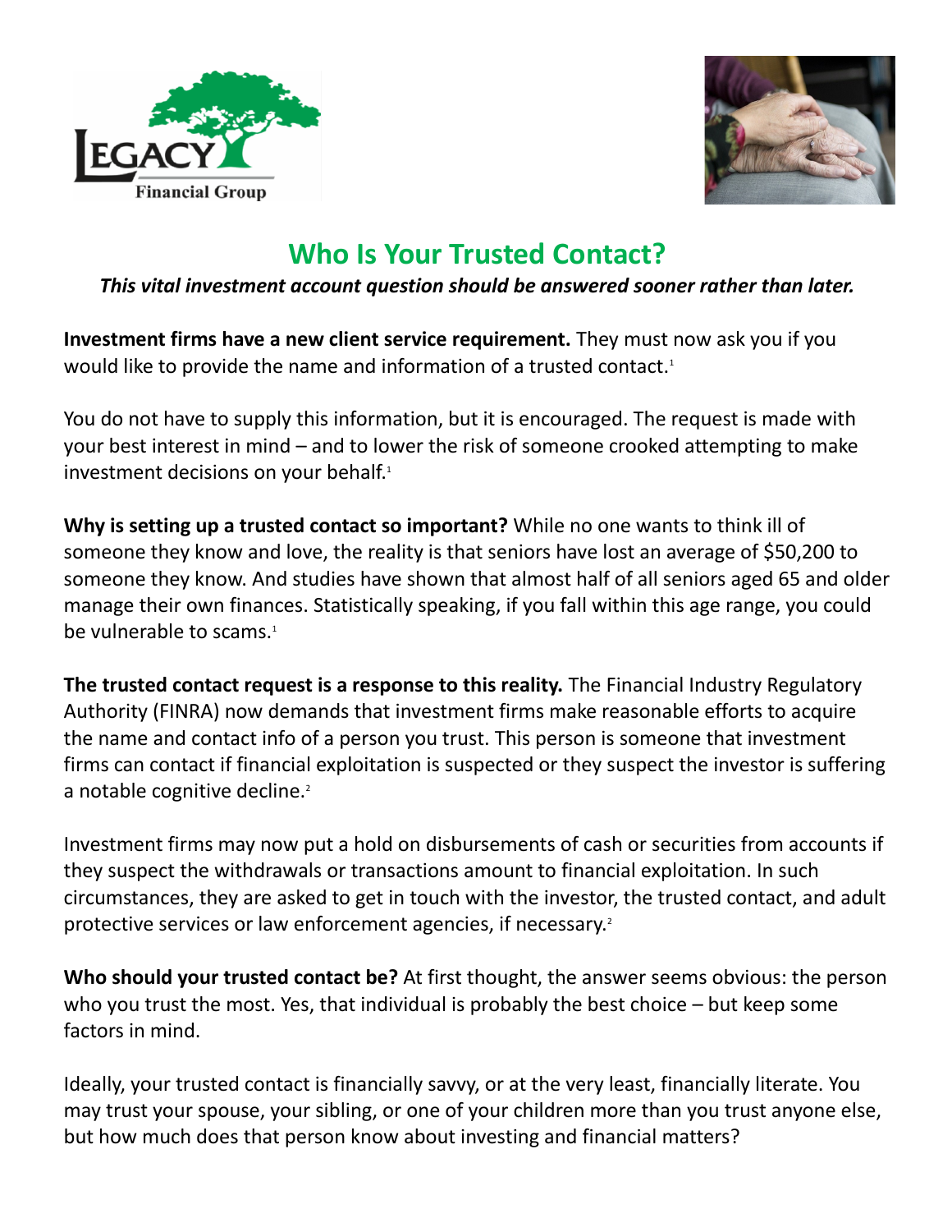# Who Is Your Trusted Contact?

***This vital investment account question should be answered sooner rather than later.***

**Investment firms have a new client service requirement.** They must now ask you if you would like to provide the name and information of a trusted contact.[1]

You do not have to supply this information, but it is encouraged. The request is made with your best interest in mind – and to lower the risk of someone crooked attempting to make investment decisions on your behalf.[1]

**Why is setting up a trusted contact so important?** While no one wants to think ill of someone they know and love, the reality is that seniors have lost an average of $50,200 to someone they know. And studies have shown that almost half of all seniors aged 65 and older manage their own finances. Statistically speaking, if you fall within this age range, you could be vulnerable to scams.[1]

**The trusted contact request is a response to this reality.** The Financial Industry Regulatory Authority (FINRA) now demands that investment firms make reasonable efforts to acquire the name and contact info of a person you trust. This person is someone that investment firms can contact if financial exploitation is suspected or they suspect the investor is suffering a notable cognitive decline.[2]

Investment firms may now put a hold on disbursements of cash or securities from accounts if they suspect the withdrawals or transactions amount to financial exploitation. In such circumstances, they are asked to get in touch with the investor, the trusted contact, and adult protective services or law enforcement agencies, if necessary.[2]

**Who should your trusted contact be?** At first thought, the answer seems obvious: the person who you trust the most. Yes, that individual is probably the best choice – but keep some factors in mind.

Ideally, your trusted contact is financially savvy, or at the very least, financially literate. You may trust your spouse, your sibling, or one of your children more than you trust anyone else, but how much does that person know about investing and financial matters?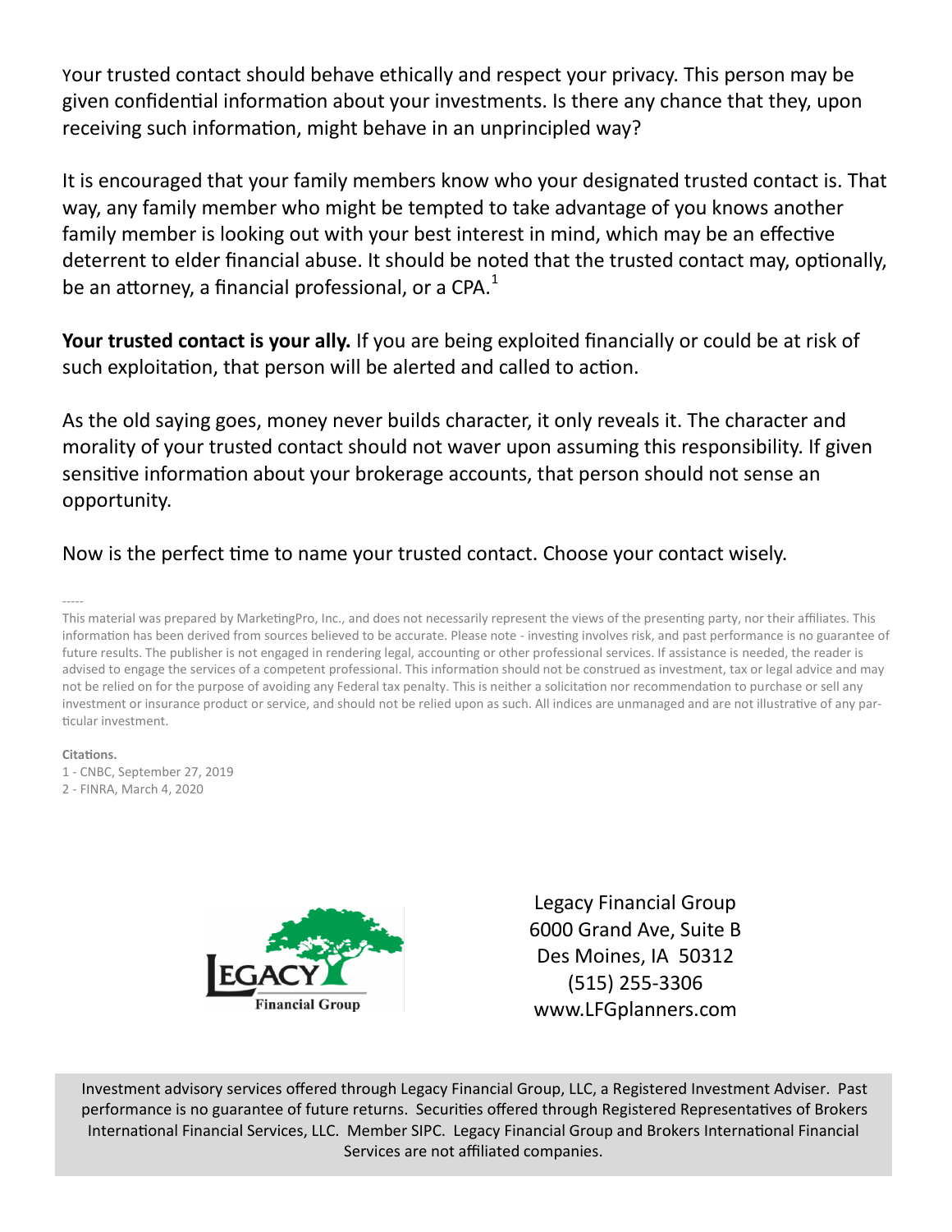Your trusted contact should behave ethically and respect your privacy. This person may be given confidential information about your investments. Is there any chance that they, upon receiving such information, might behave in an unprincipled way?

It is encouraged that your family members know who your designated trusted contact is. That way, any family member who might be tempted to take advantage of you knows another family member is looking out with your best interest in mind, which may be an effective deterrent to elder financial abuse. It should be noted that the trusted contact may, optionally, be an attorney, a financial professional, or a CPA.[1]

**Your trusted contact is your ally.** If you are being exploited financially or could be at risk of such exploitation, that person will be alerted and called to action.

As the old saying goes, money never builds character, it only reveals it. The character and morality of your trusted contact should not waver upon assuming this responsibility. If given sensitive information about your brokerage accounts, that person should not sense an opportunity.

Now is the perfect time to name your trusted contact. Choose your contact wisely.

-----

This material was prepared by MarketingPro, Inc., and does not necessarily represent the views of the presenting party, nor their affiliates. This information has been derived from sources believed to be accurate. Please note - investing involves risk, and past performance is no guarantee of future results. The publisher is not engaged in rendering legal, accounting or other professional services. If assistance is needed, the reader is advised to engage the services of a competent professional. This information should not be construed as investment, tax or legal advice and may not be relied on for the purpose of avoiding any Federal tax penalty. This is neither a solicitation nor recommendation to purchase or sell any investment or insurance product or service, and should not be relied upon as such. All indices are unmanaged and are not illustrative of any particular investment.

**Citations.**
1 - CNBC, September 27, 2019
2 - FINRA, March 4, 2020

Legacy Financial Group
6000 Grand Ave, Suite B
Des Moines, IA 50312
(515) 255-3306
www.LFGplanners.com

Investment advisory services offered through Legacy Financial Group, LLC, a Registered Investment Adviser. Past performance is no guarantee of future returns. Securities offered through Registered Representatives of Brokers International Financial Services, LLC. Member SIPC. Legacy Financial Group and Brokers International Financial Services are not affiliated companies.